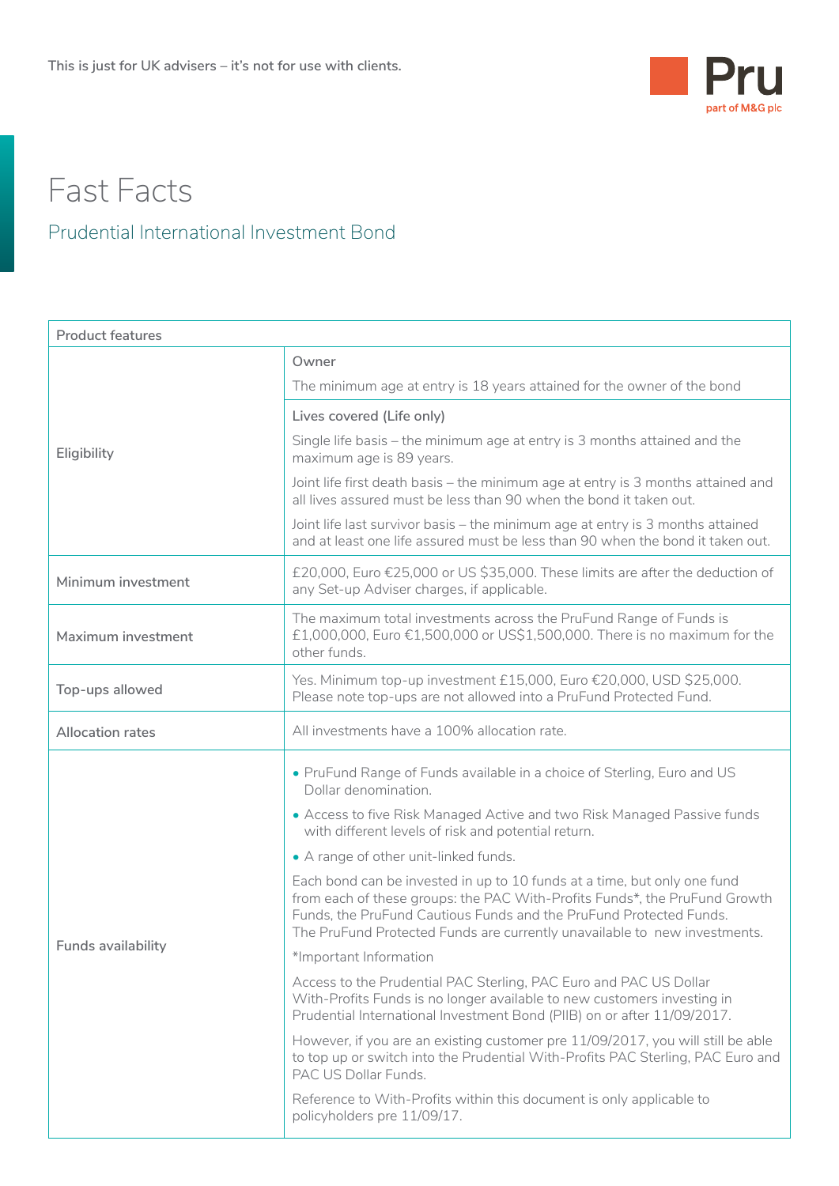This is just for UK advisers – it's not for use with clients.

# Fast Facts

## Prudential International Investment Bond

| Product features | |
|---|---|
| Eligibility | **Owner**<br>The minimum age at entry is 18 years attained for the owner of the bond<br>**Lives covered (Life only)**<br>Single life basis – the minimum age at entry is 3 months attained and the maximum age is 89 years.<br>Joint life first death basis – the minimum age at entry is 3 months attained and all lives assured must be less than 90 when the bond it taken out.<br>Joint life last survivor basis – the minimum age at entry is 3 months attained and at least one life assured must be less than 90 when the bond it taken out. |
| Minimum investment | £20,000, Euro €25,000 or US $35,000. These limits are after the deduction of any Set-up Adviser charges, if applicable. |
| Maximum investment | The maximum total investments across the PruFund Range of Funds is £1,000,000, Euro €1,500,000 or US$1,500,000. There is no maximum for the other funds. |
| Top-ups allowed | Yes. Minimum top-up investment £15,000, Euro €20,000, USD $25,000. Please note top-ups are not allowed into a PruFund Protected Fund. |
| Allocation rates | All investments have a 100% allocation rate. |
| Funds availability | • PruFund Range of Funds available in a choice of Sterling, Euro and US Dollar denomination.<br>• Access to five Risk Managed Active and two Risk Managed Passive funds with different levels of risk and potential return.<br>• A range of other unit-linked funds.<br>Each bond can be invested in up to 10 funds at a time, but only one fund from each of these groups: the PAC With-Profits Funds*, the PruFund Growth Funds, the PruFund Cautious Funds and the PruFund Protected Funds. The PruFund Protected Funds are currently unavailable to new investments.<br>*Important Information<br>Access to the Prudential PAC Sterling, PAC Euro and PAC US Dollar With-Profits Funds is no longer available to new customers investing in Prudential International Investment Bond (PIIB) on or after 11/09/2017.<br>However, if you are an existing customer pre 11/09/2017, you will still be able to top up or switch into the Prudential With-Profits PAC Sterling, PAC Euro and PAC US Dollar Funds.<br>Reference to With-Profits within this document is only applicable to policyholders pre 11/09/17. |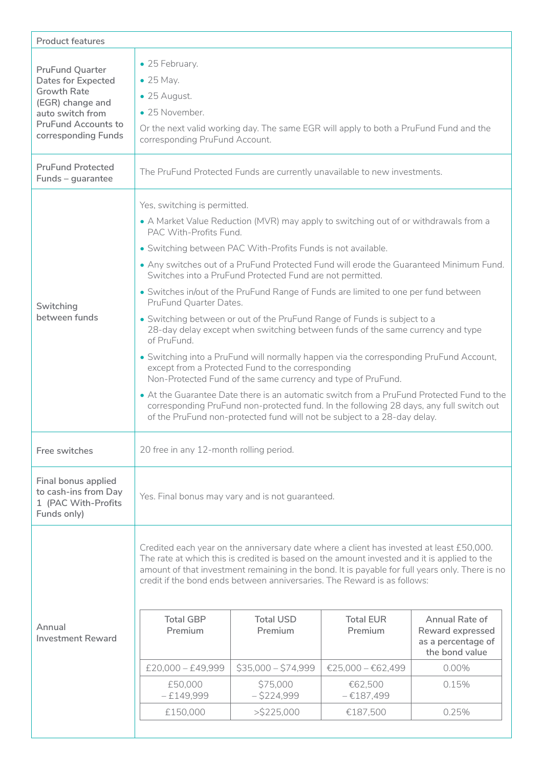| Product features | |
|---|---|
| PruFund Quarter Dates for Expected Growth Rate (EGR) change and auto switch from PruFund Accounts to corresponding Funds | • 25 February.<br>• 25 May.<br>• 25 August.<br>• 25 November.<br>Or the next valid working day. The same EGR will apply to both a PruFund Fund and the corresponding PruFund Account. |
| PruFund Protected Funds – guarantee | The PruFund Protected Funds are currently unavailable to new investments. |
| Switching between funds | Yes, switching is permitted.<br>• A Market Value Reduction (MVR) may apply to switching out of or withdrawals from a PAC With-Profits Fund.<br>• Switching between PAC With-Profits Funds is not available.<br>• Any switches out of a PruFund Protected Fund will erode the Guaranteed Minimum Fund. Switches into a PruFund Protected Fund are not permitted.<br>• Switches in/out of the PruFund Range of Funds are limited to one per fund between PruFund Quarter Dates.<br>• Switching between or out of the PruFund Range of Funds is subject to a 28-day delay except when switching between funds of the same currency and type of PruFund.<br>• Switching into a PruFund will normally happen via the corresponding PruFund Account, except from a Protected Fund to the corresponding Non-Protected Fund of the same currency and type of PruFund.<br>• At the Guarantee Date there is an automatic switch from a PruFund Protected Fund to the corresponding PruFund non-protected fund. In the following 28 days, any full switch out of the PruFund non-protected fund will not be subject to a 28-day delay. |
| Free switches | 20 free in any 12-month rolling period. |
| Final bonus applied to cash-ins from Day 1 (PAC With-Profits Funds only) | Yes. Final bonus may vary and is not guaranteed. |
| Annual Investment Reward | Credited each year on the anniversary date where a client has invested at least £50,000. The rate at which this is credited is based on the amount invested and it is applied to the amount of that investment remaining in the bond. It is payable for full years only. There is no credit if the bond ends between anniversaries. The Reward is as follows: |

| Total GBP Premium | Total USD Premium | Total EUR Premium | Annual Rate of Reward expressed as a percentage of the bond value |
|---|---|---|---|
| £20,000 – £49,999 | $35,000 – $74,999 | €25,000 – €62,499 | 0.00% |
| £50,000 – £149,999 | $75,000 – $224,999 | €62,500 – €187,499 | 0.15% |
| £150,000 | >$225,000 | €187,500 | 0.25% |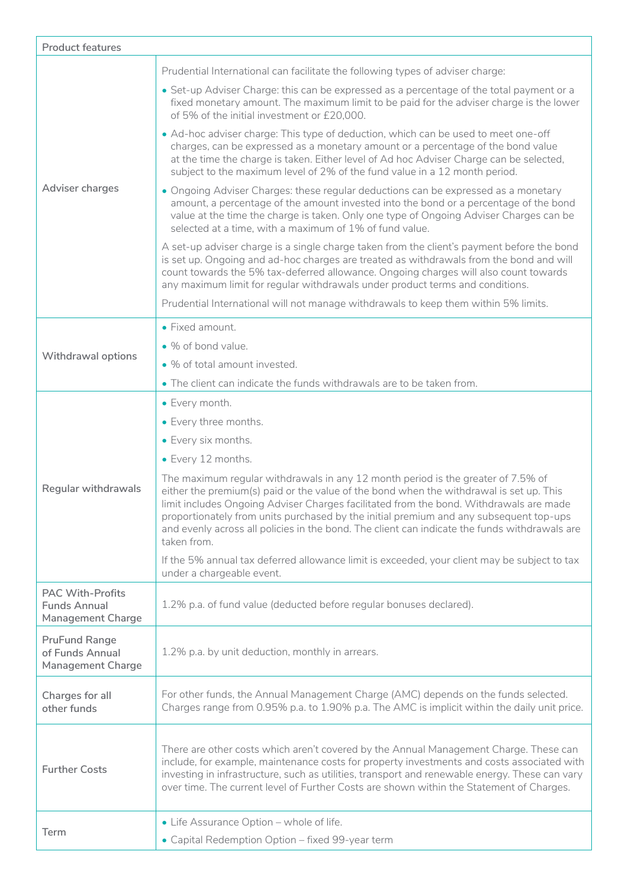| Product features | |
|---|---|
| Adviser charges | Prudential International can facilitate the following types of adviser charge:<br>• Set-up Adviser Charge: this can be expressed as a percentage of the total payment or a fixed monetary amount. The maximum limit to be paid for the adviser charge is the lower of 5% of the initial investment or £20,000.<br>• Ad-hoc adviser charge: This type of deduction, which can be used to meet one-off charges, can be expressed as a monetary amount or a percentage of the bond value at the time the charge is taken. Either level of Ad hoc Adviser Charge can be selected, subject to the maximum level of 2% of the fund value in a 12 month period.<br>• Ongoing Adviser Charges: these regular deductions can be expressed as a monetary amount, a percentage of the amount invested into the bond or a percentage of the bond value at the time the charge is taken. Only one type of Ongoing Adviser Charges can be selected at a time, with a maximum of 1% of fund value.<br>A set-up adviser charge is a single charge taken from the client's payment before the bond is set up. Ongoing and ad-hoc charges are treated as withdrawals from the bond and will count towards the 5% tax-deferred allowance. Ongoing charges will also count towards any maximum limit for regular withdrawals under product terms and conditions.<br>Prudential International will not manage withdrawals to keep them within 5% limits. |
| Withdrawal options | • Fixed amount.<br>• % of bond value.<br>• % of total amount invested.<br>• The client can indicate the funds withdrawals are to be taken from. |
| Regular withdrawals | • Every month.<br>• Every three months.<br>• Every six months.<br>• Every 12 months.<br>The maximum regular withdrawals in any 12 month period is the greater of 7.5% of either the premium(s) paid or the value of the bond when the withdrawal is set up. This limit includes Ongoing Adviser Charges facilitated from the bond. Withdrawals are made proportionately from units purchased by the initial premium and any subsequent top-ups and evenly across all policies in the bond. The client can indicate the funds withdrawals are taken from.<br>If the 5% annual tax deferred allowance limit is exceeded, your client may be subject to tax under a chargeable event. |
| PAC With-Profits Funds Annual Management Charge | 1.2% p.a. of fund value (deducted before regular bonuses declared). |
| PruFund Range of Funds Annual Management Charge | 1.2% p.a. by unit deduction, monthly in arrears. |
| Charges for all other funds | For other funds, the Annual Management Charge (AMC) depends on the funds selected. Charges range from 0.95% p.a. to 1.90% p.a. The AMC is implicit within the daily unit price. |
| Further Costs | There are other costs which aren't covered by the Annual Management Charge. These can include, for example, maintenance costs for property investments and costs associated with investing in infrastructure, such as utilities, transport and renewable energy. These can vary over time. The current level of Further Costs are shown within the Statement of Charges. |
| Term | • Life Assurance Option – whole of life.<br>• Capital Redemption Option – fixed 99-year term |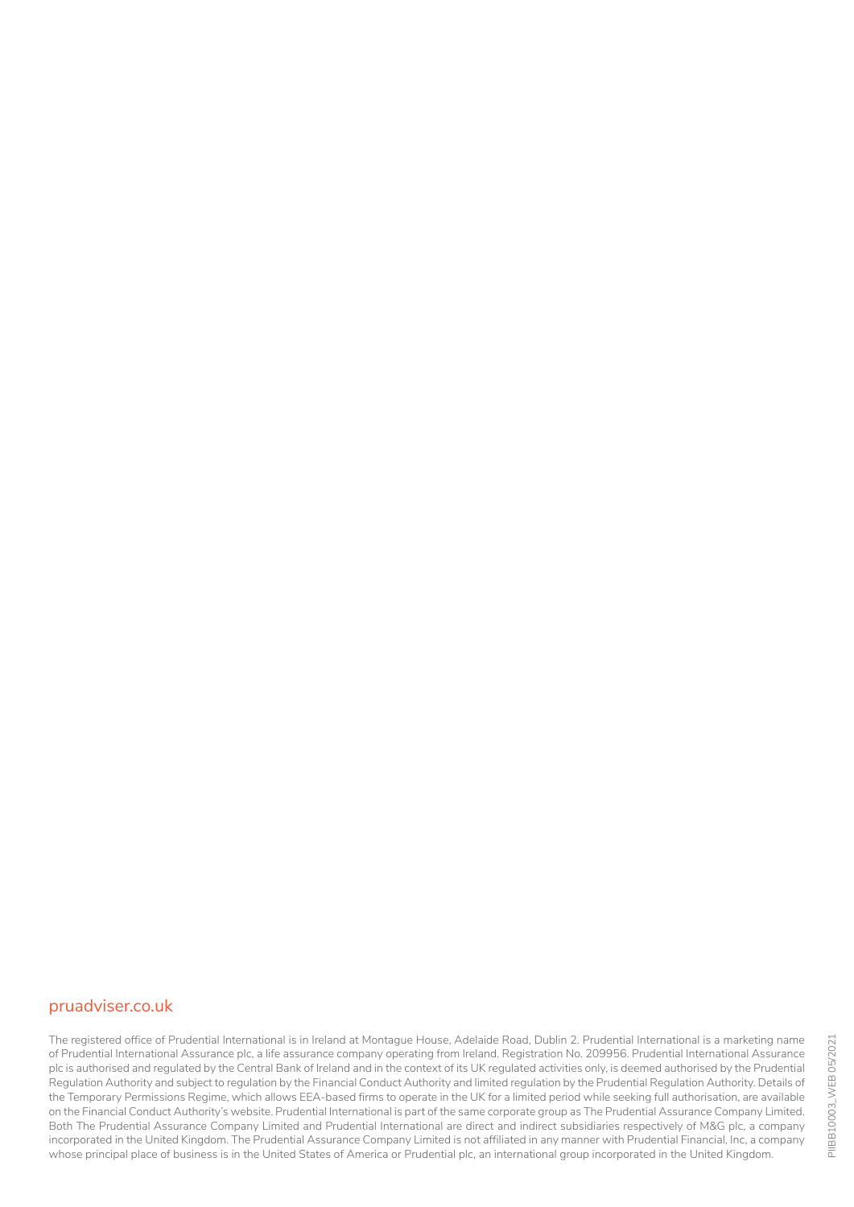pruadviser.co.uk

The registered office of Prudential International is in Ireland at Montague House, Adelaide Road, Dublin 2. Prudential International is a marketing name of Prudential International Assurance plc, a life assurance company operating from Ireland. Registration No. 209956. Prudential International Assurance plc is authorised and regulated by the Central Bank of Ireland and in the context of its UK regulated activities only, is deemed authorised by the Prudential Regulation Authority and subject to regulation by the Financial Conduct Authority and limited regulation by the Prudential Regulation Authority. Details of the Temporary Permissions Regime, which allows EEA-based firms to operate in the UK for a limited period while seeking full authorisation, are available on the Financial Conduct Authority's website. Prudential International is part of the same corporate group as The Prudential Assurance Company Limited. Both The Prudential Assurance Company Limited and Prudential International are direct and indirect subsidiaries respectively of M&G plc, a company incorporated in the United Kingdom. The Prudential Assurance Company Limited is not affiliated in any manner with Prudential Financial, Inc, a company whose principal place of business is in the United States of America or Prudential plc, an international group incorporated in the United Kingdom.

PIIBB10003_WEB 05/2021